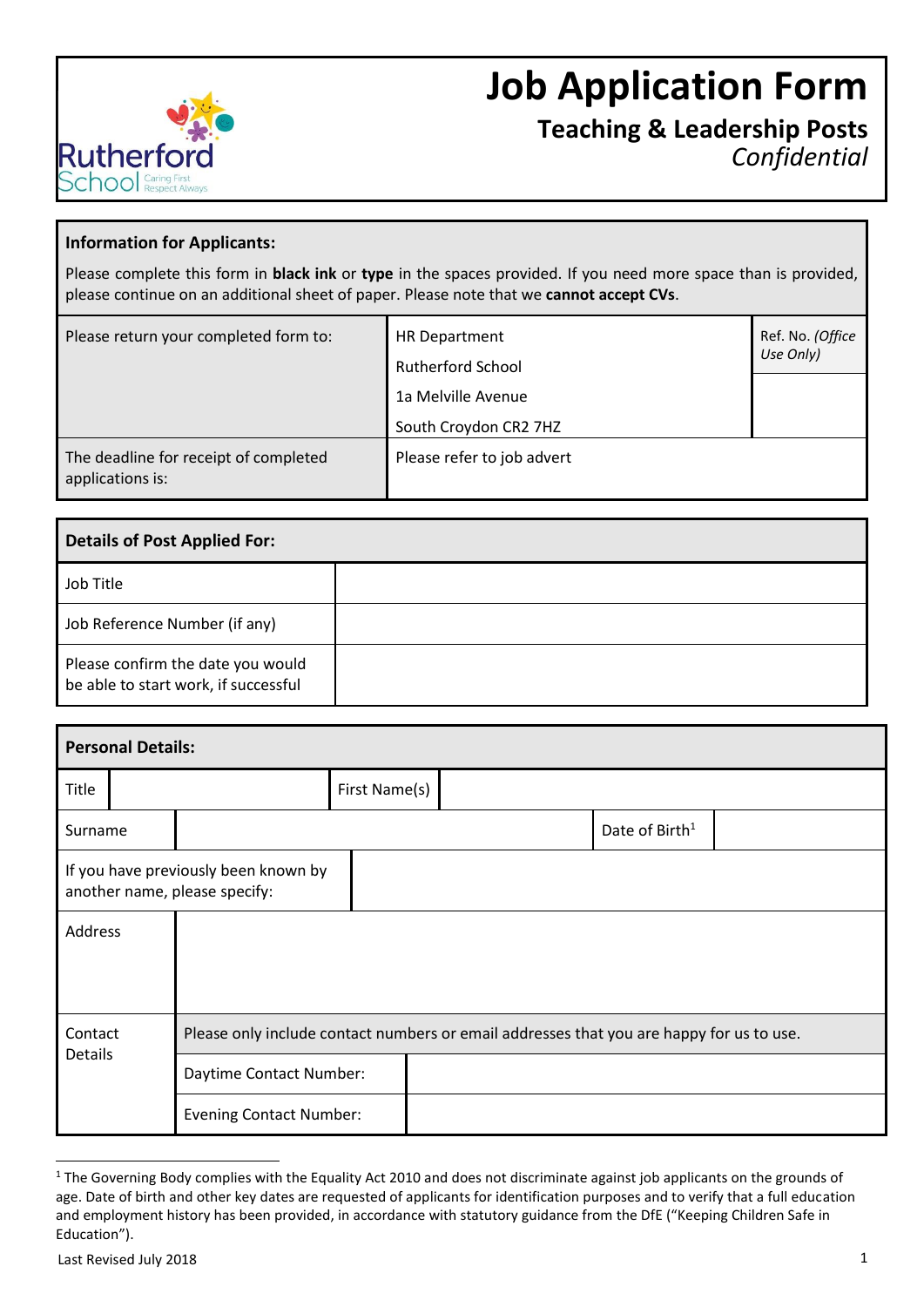Rutherford School
Caring First Respect Always

# Job Application Form

## Teaching & Leadership Posts

*Confidential*

| **Information for Applicants:** | | |
|---|---|---|
| Please complete this form in **black ink** or **type** in the spaces provided. If you need more space than is provided, please continue on an additional sheet of paper. Please note that we **cannot accept CVs**. | | |
| Please return your completed form to: | HR Department<br>Rutherford School<br>1a Melville Avenue<br>South Croydon CR2 7HZ | Ref. No. *(Office Use Only)* |
| The deadline for receipt of completed applications is: | Please refer to job advert | |

| **Details of Post Applied For:** | |
|---|---|
| Job Title | |
| Job Reference Number (if any) | |
| Please confirm the date you would be able to start work, if successful | |

| **Personal Details:** | | | |
|---|---|---|---|
| Title | | First Name(s) | |
| Surname | | Date of Birth[1] | |
| If you have previously been known by another name, please specify: | | | |
| Address | | | |
| Contact Details | Please only include contact numbers or email addresses that you are happy for us to use. | | |
| | Daytime Contact Number: | | |
| | Evening Contact Number: | | |

[1] The Governing Body complies with the Equality Act 2010 and does not discriminate against job applicants on the grounds of age. Date of birth and other key dates are requested of applicants for identification purposes and to verify that a full education and employment history has been provided, in accordance with statutory guidance from the DfE ("Keeping Children Safe in Education").

Last Revised July 2018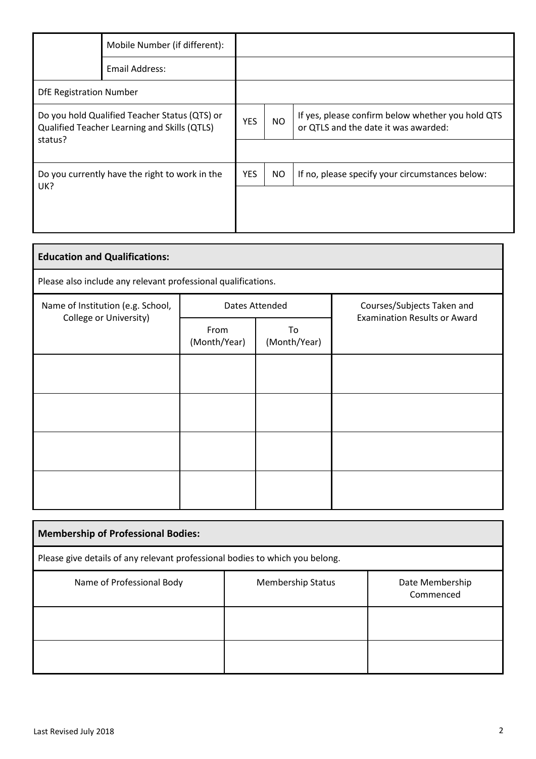| | | |
|---|---|---|
| | Mobile Number (if different): | |
| | Email Address: | |
| DfE Registration Number | | |

| | | | |
|---|---|---|---|
| Do you hold Qualified Teacher Status (QTS) or Qualified Teacher Learning and Skills (QTLS) status? | YES | NO | If yes, please confirm below whether you hold QTS or QTLS and the date it was awarded: |
| | | | |
| Do you currently have the right to work in the UK? | YES | NO | If no, please specify your circumstances below: |
| | | | |

**Education and Qualifications:**

Please also include any relevant professional qualifications.

| Name of Institution (e.g. School, College or University) | Dates Attended | | Courses/Subjects Taken and Examination Results or Award |
|---|---|---|---|
| | From (Month/Year) | To (Month/Year) | |
| | | | |
| | | | |
| | | | |
| | | | |

**Membership of Professional Bodies:**

Please give details of any relevant professional bodies to which you belong.

| Name of Professional Body | Membership Status | Date Membership Commenced |
|---|---|---|
| | | |
| | | |

Last Revised July 2018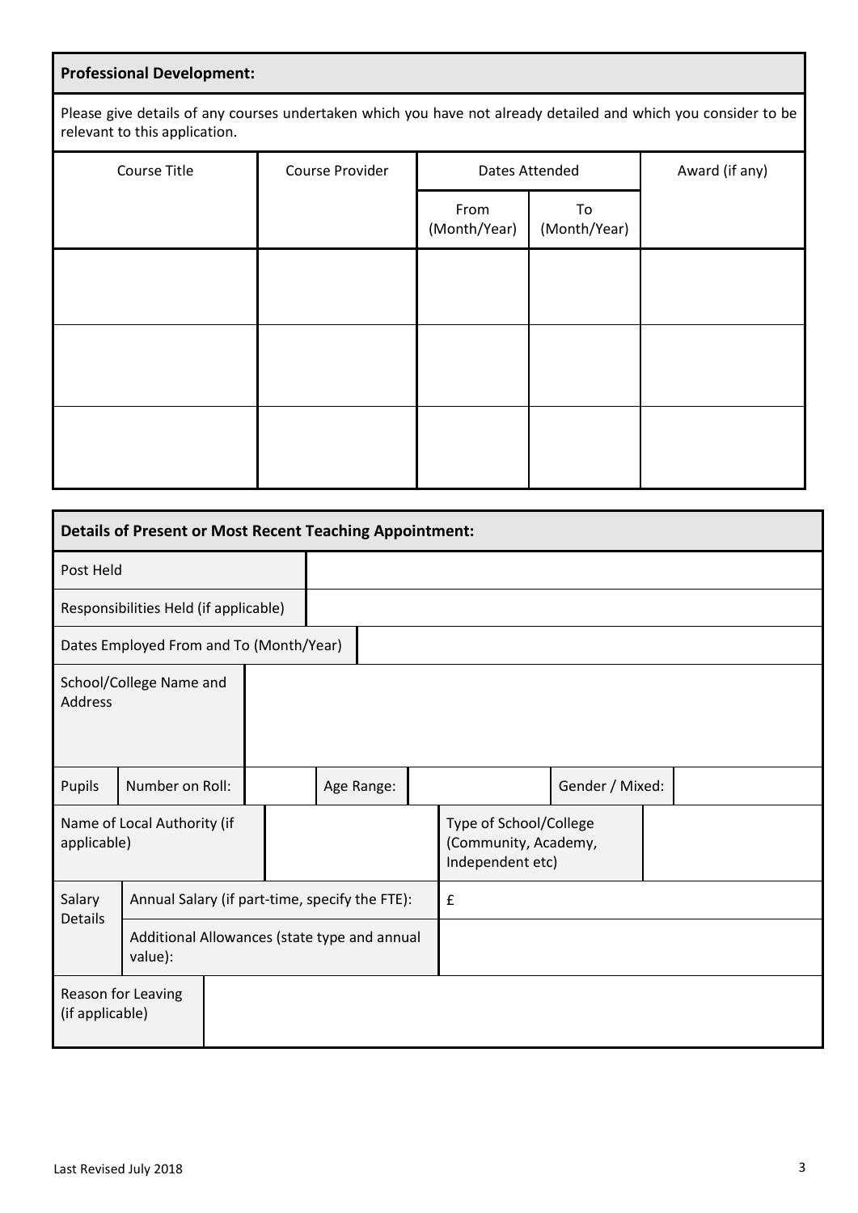**Professional Development:**

Please give details of any courses undertaken which you have not already detailed and which you consider to be relevant to this application.

| Course Title | Course Provider | Dates Attended | | Award (if any) |
|---|---|---|---|---|
| | | From (Month/Year) | To (Month/Year) | |
| | | | | |
| | | | | |
| | | | | |

**Details of Present or Most Recent Teaching Appointment:**

| | |
|---|---|
| Post Held | |
| Responsibilities Held (if applicable) | |
| Dates Employed From and To (Month/Year) | |
| School/College Name and Address | |

| Pupils | Number on Roll: | | Age Range: | | Gender / Mixed: | |
|---|---|---|---|---|---|---|

| Name of Local Authority (if applicable) | | Type of School/College (Community, Academy, Independent etc) | |
|---|---|---|---|

| Salary Details | | |
|---|---|---|
| | Annual Salary (if part-time, specify the FTE): | £ |
| | Additional Allowances (state type and annual value): | |

| | |
|---|---|
| Reason for Leaving (if applicable) | |

Last Revised July 2018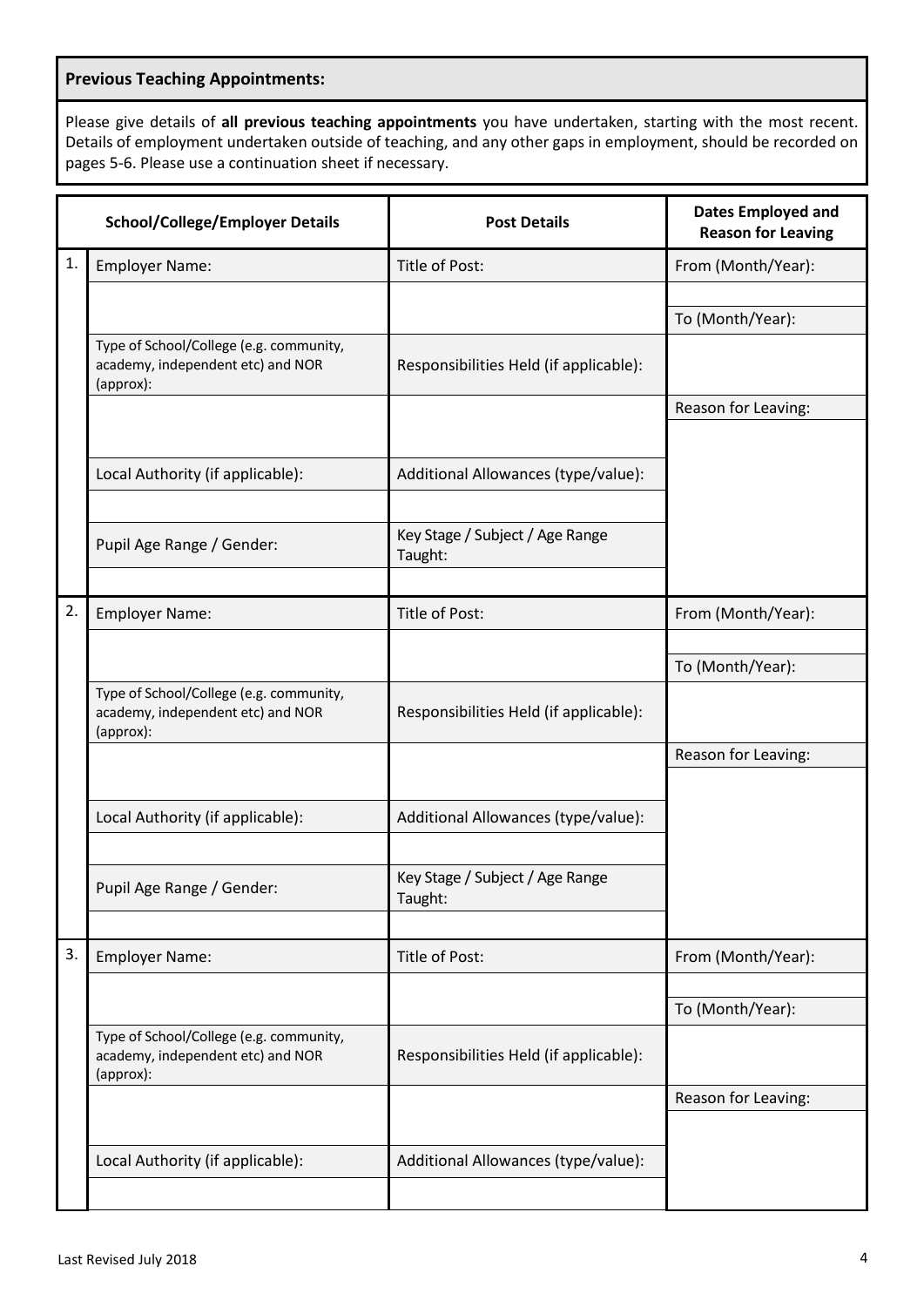**Previous Teaching Appointments:**

Please give details of **all previous teaching appointments** you have undertaken, starting with the most recent. Details of employment undertaken outside of teaching, and any other gaps in employment, should be recorded on pages 5-6. Please use a continuation sheet if necessary.

| | School/College/Employer Details | Post Details | Dates Employed and Reason for Leaving |
|---|---|---|---|
| 1. | Employer Name: | Title of Post: | From (Month/Year): |
| | | | |
| | | | To (Month/Year): |
| | Type of School/College (e.g. community, academy, independent etc) and NOR (approx): | Responsibilities Held (if applicable): | |
| | | | Reason for Leaving: |
| | | | |
| | Local Authority (if applicable): | Additional Allowances (type/value): | |
| | | | |
| | Pupil Age Range / Gender: | Key Stage / Subject / Age Range Taught: | |
| | | | |
| 2. | Employer Name: | Title of Post: | From (Month/Year): |
| | | | |
| | | | To (Month/Year): |
| | Type of School/College (e.g. community, academy, independent etc) and NOR (approx): | Responsibilities Held (if applicable): | |
| | | | Reason for Leaving: |
| | | | |
| | Local Authority (if applicable): | Additional Allowances (type/value): | |
| | | | |
| | Pupil Age Range / Gender: | Key Stage / Subject / Age Range Taught: | |
| | | | |
| 3. | Employer Name: | Title of Post: | From (Month/Year): |
| | | | |
| | | | To (Month/Year): |
| | Type of School/College (e.g. community, academy, independent etc) and NOR (approx): | Responsibilities Held (if applicable): | |
| | | | Reason for Leaving: |
| | | | |
| | Local Authority (if applicable): | Additional Allowances (type/value): | |
| | | | |

Last Revised July 2018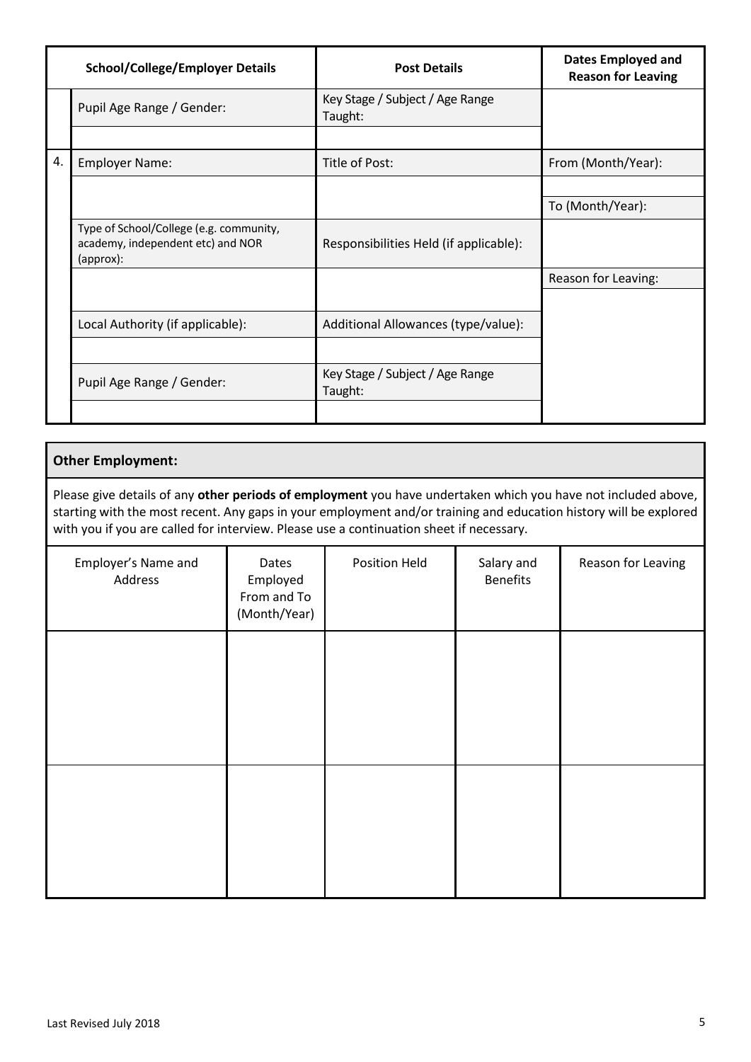| | School/College/Employer Details | Post Details | Dates Employed and Reason for Leaving |
|---|---|---|---|
| | Pupil Age Range / Gender: | Key Stage / Subject / Age Range Taught: | |
| | | | |
| 4. | Employer Name: | Title of Post: | From (Month/Year): |
| | | | |
| | | | To (Month/Year): |
| | Type of School/College (e.g. community, academy, independent etc) and NOR (approx): | Responsibilities Held (if applicable): | |
| | | | Reason for Leaving: |
| | Local Authority (if applicable): | Additional Allowances (type/value): | |
| | | | |
| | Pupil Age Range / Gender: | Key Stage / Subject / Age Range Taught: | |
| | | | |

**Other Employment:**

Please give details of any **other periods of employment** you have undertaken which you have not included above, starting with the most recent. Any gaps in your employment and/or training and education history will be explored with you if you are called for interview. Please use a continuation sheet if necessary.

| Employer's Name and Address | Dates Employed From and To (Month/Year) | Position Held | Salary and Benefits | Reason for Leaving |
|---|---|---|---|---|
| | | | | |
| | | | | |

Last Revised July 2018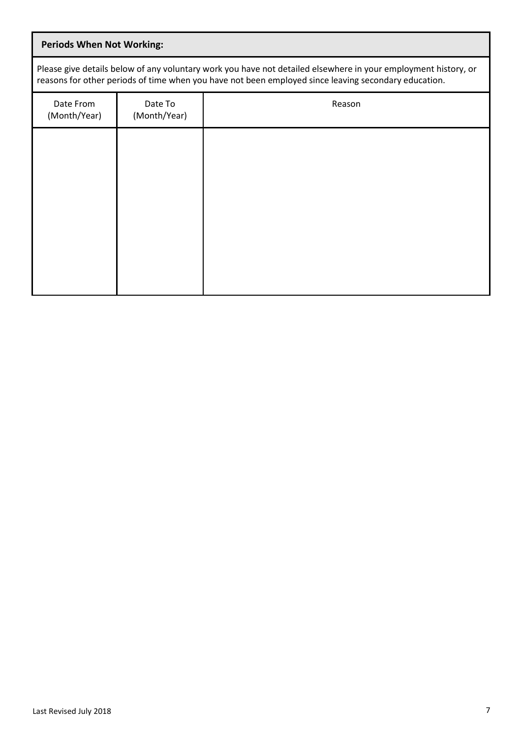**Periods When Not Working:**

Please give details below of any voluntary work you have not detailed elsewhere in your employment history, or reasons for other periods of time when you have not been employed since leaving secondary education.

| Date From (Month/Year) | Date To (Month/Year) | Reason |
|---|---|---|
| | | |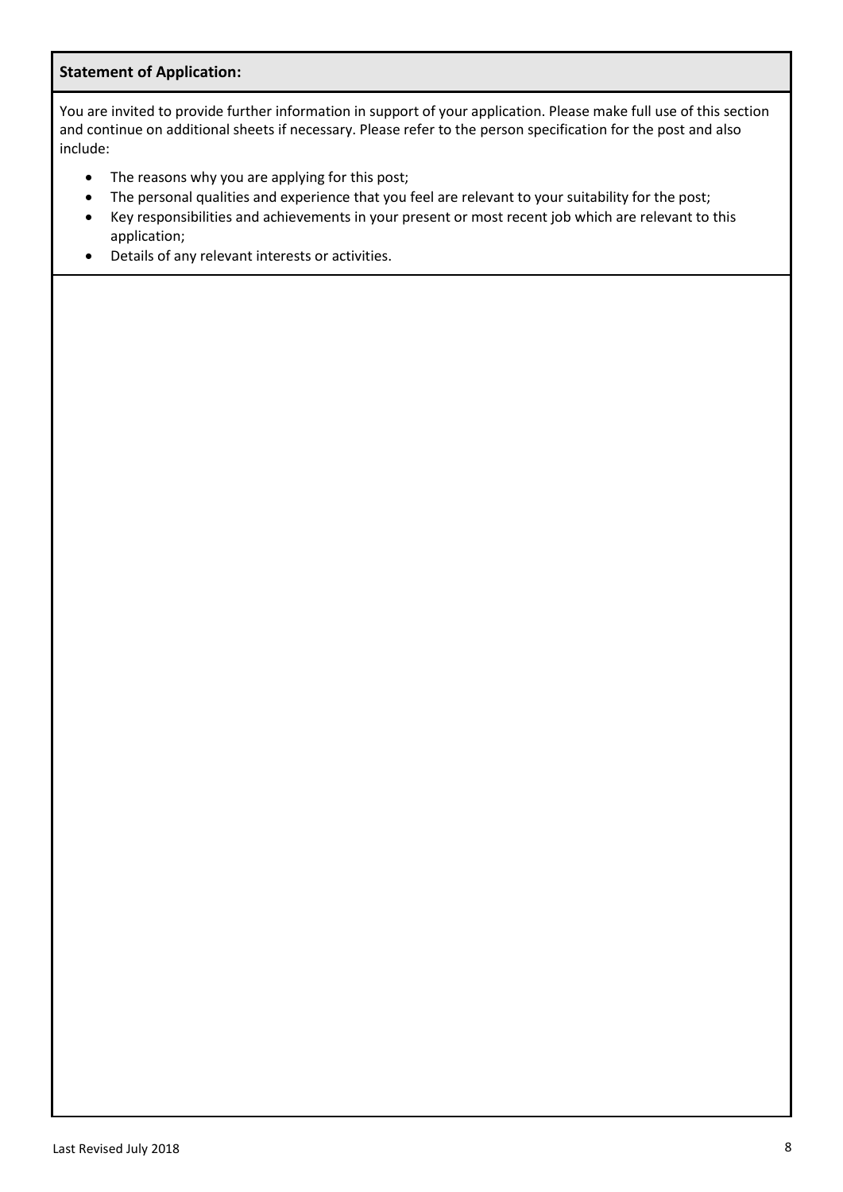**Statement of Application:**

You are invited to provide further information in support of your application. Please make full use of this section and continue on additional sheets if necessary. Please refer to the person specification for the post and also include:

- The reasons why you are applying for this post;
- The personal qualities and experience that you feel are relevant to your suitability for the post;
- Key responsibilities and achievements in your present or most recent job which are relevant to this application;
- Details of any relevant interests or activities.

Last Revised July 2018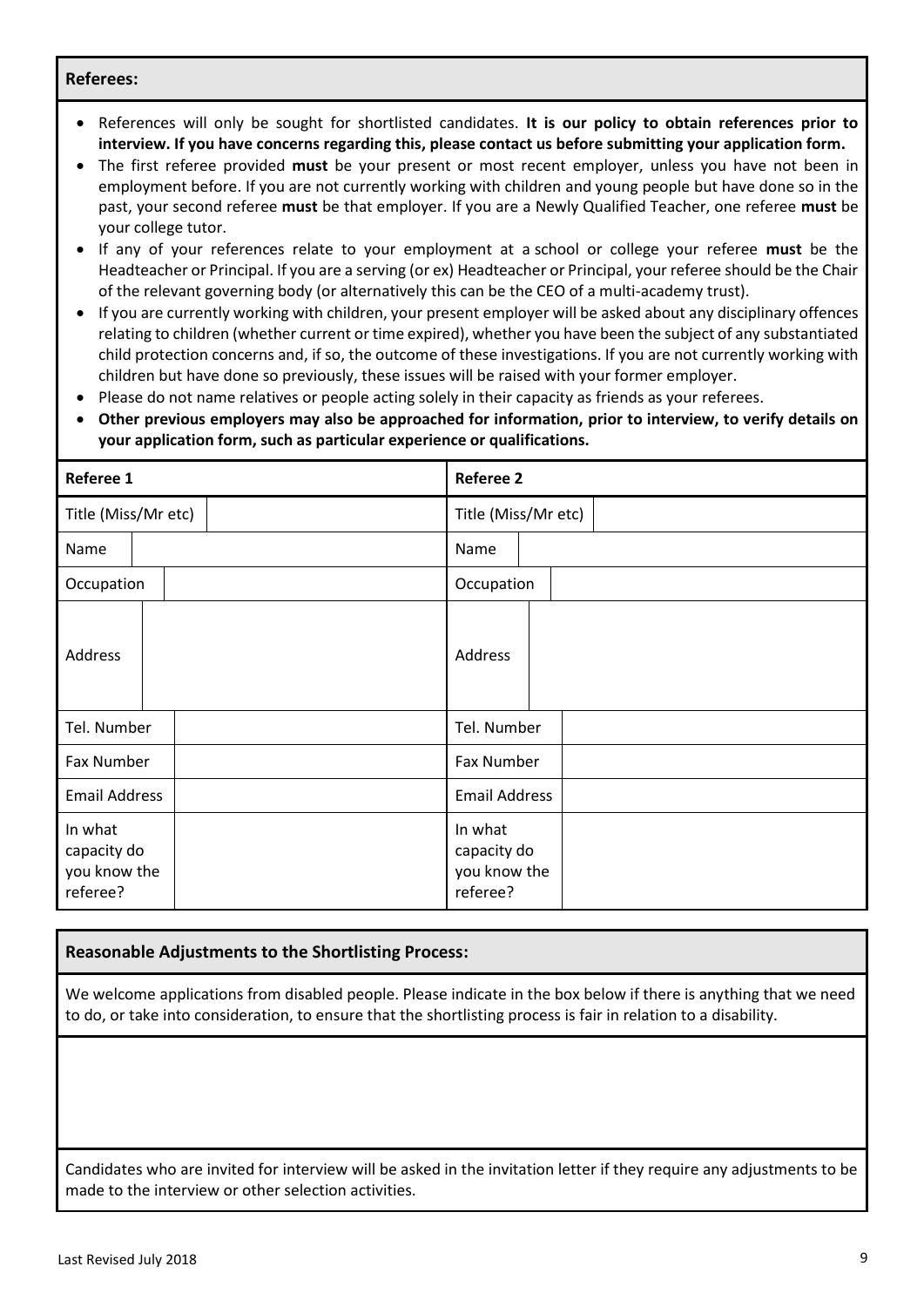## Referees:

- References will only be sought for shortlisted candidates. **It is our policy to obtain references prior to interview. If you have concerns regarding this, please contact us before submitting your application form.**
- The first referee provided **must** be your present or most recent employer, unless you have not been in employment before. If you are not currently working with children and young people but have done so in the past, your second referee **must** be that employer. If you are a Newly Qualified Teacher, one referee **must** be your college tutor.
- If any of your references relate to your employment at a school or college your referee **must** be the Headteacher or Principal. If you are a serving (or ex) Headteacher or Principal, your referee should be the Chair of the relevant governing body (or alternatively this can be the CEO of a multi-academy trust).
- If you are currently working with children, your present employer will be asked about any disciplinary offences relating to children (whether current or time expired), whether you have been the subject of any substantiated child protection concerns and, if so, the outcome of these investigations. If you are not currently working with children but have done so previously, these issues will be raised with your former employer.
- Please do not name relatives or people acting solely in their capacity as friends as your referees.
- **Other previous employers may also be approached for information, prior to interview, to verify details on your application form, such as particular experience or qualifications.**

| **Referee 1** | | **Referee 2** | |
|---|---|---|---|
| Title (Miss/Mr etc) | | Title (Miss/Mr etc) | |
| Name | | Name | |
| Occupation | | Occupation | |
| Address | | Address | |
| Tel. Number | | Tel. Number | |
| Fax Number | | Fax Number | |
| Email Address | | Email Address | |
| In what capacity do you know the referee? | | In what capacity do you know the referee? | |

## Reasonable Adjustments to the Shortlisting Process:

We welcome applications from disabled people. Please indicate in the box below if there is anything that we need to do, or take into consideration, to ensure that the shortlisting process is fair in relation to a disability.

Candidates who are invited for interview will be asked in the invitation letter if they require any adjustments to be made to the interview or other selection activities.

Last Revised July 2018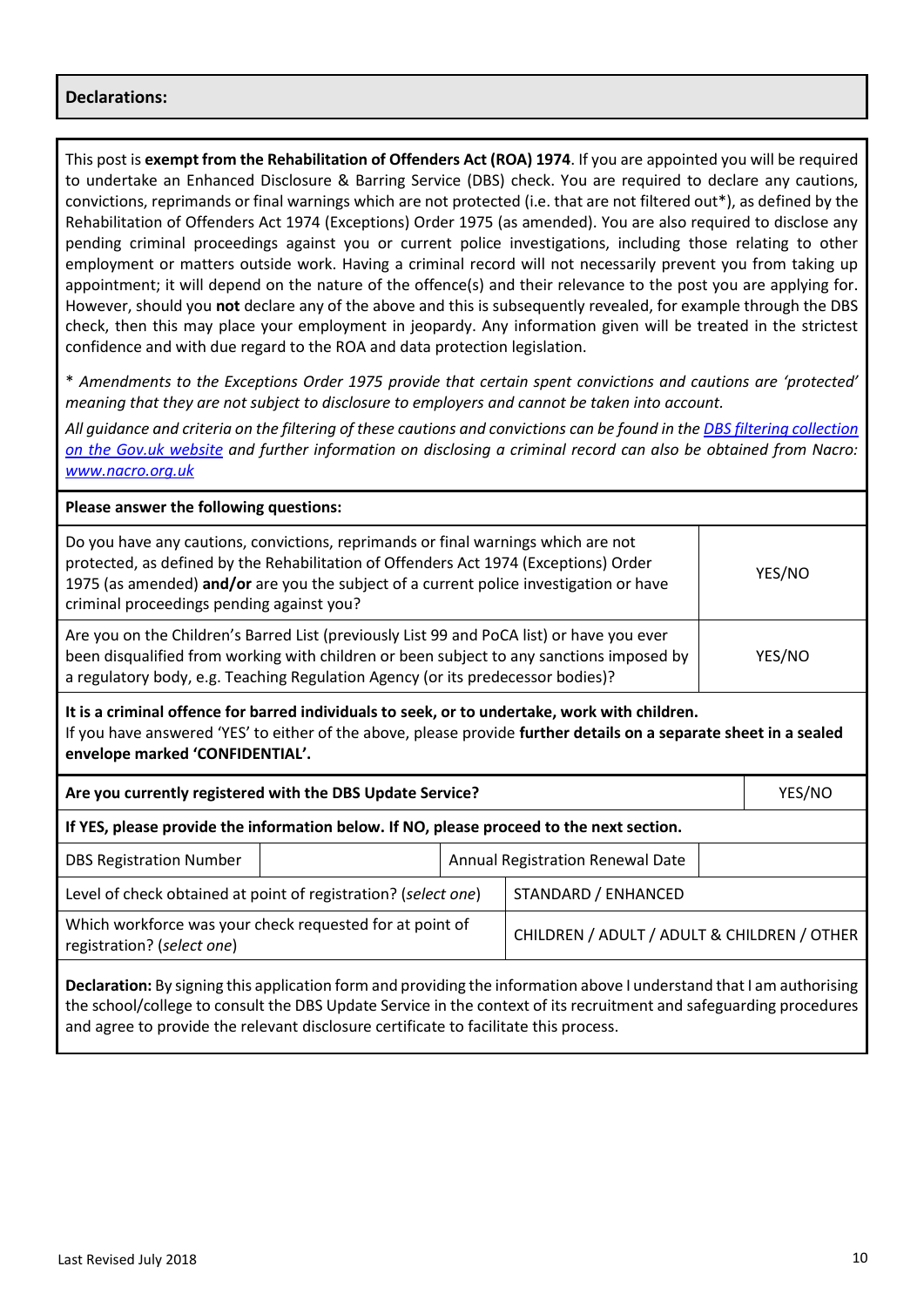## Declarations:

This post is **exempt from the Rehabilitation of Offenders Act (ROA) 1974**. If you are appointed you will be required to undertake an Enhanced Disclosure & Barring Service (DBS) check. You are required to declare any cautions, convictions, reprimands or final warnings which are not protected (i.e. that are not filtered out*), as defined by the Rehabilitation of Offenders Act 1974 (Exceptions) Order 1975 (as amended). You are also required to disclose any pending criminal proceedings against you or current police investigations, including those relating to other employment or matters outside work. Having a criminal record will not necessarily prevent you from taking up appointment; it will depend on the nature of the offence(s) and their relevance to the post you are applying for. However, should you **not** declare any of the above and this is subsequently revealed, for example through the DBS check, then this may place your employment in jeopardy. Any information given will be treated in the strictest confidence and with due regard to the ROA and data protection legislation.

* *Amendments to the Exceptions Order 1975 provide that certain spent convictions and cautions are 'protected' meaning that they are not subject to disclosure to employers and cannot be taken into account.*

*All guidance and criteria on the filtering of these cautions and convictions can be found in the [DBS filtering collection on the Gov.uk website](DBS filtering collection on the Gov.uk website) and further information on disclosing a criminal record can also be obtained from Nacro: [www.nacro.org.uk](www.nacro.org.uk)*

**Please answer the following questions:**

| Question | Answer |
|---|---|
| Do you have any cautions, convictions, reprimands or final warnings which are not protected, as defined by the Rehabilitation of Offenders Act 1974 (Exceptions) Order 1975 (as amended) **and/or** are you the subject of a current police investigation or have criminal proceedings pending against you? | YES/NO |
| Are you on the Children's Barred List (previously List 99 and PoCA list) or have you ever been disqualified from working with children or been subject to any sanctions imposed by a regulatory body, e.g. Teaching Regulation Agency (or its predecessor bodies)? | YES/NO |

**It is a criminal offence for barred individuals to seek, or to undertake, work with children.**
If you have answered 'YES' to either of the above, please provide **further details on a separate sheet in a sealed envelope marked 'CONFIDENTIAL'.**

| **Are you currently registered with the DBS Update Service?** | | | YES/NO |
|---|---|---|---|
| **If YES, please provide the information below. If NO, please proceed to the next section.** | | | |
| DBS Registration Number | | Annual Registration Renewal Date | |
| Level of check obtained at point of registration? (*select one*) | | STANDARD / ENHANCED | |
| Which workforce was your check requested for at point of registration? (*select one*) | | CHILDREN / ADULT / ADULT & CHILDREN / OTHER | |

**Declaration:** By signing this application form and providing the information above I understand that I am authorising the school/college to consult the DBS Update Service in the context of its recruitment and safeguarding procedures and agree to provide the relevant disclosure certificate to facilitate this process.

Last Revised July 2018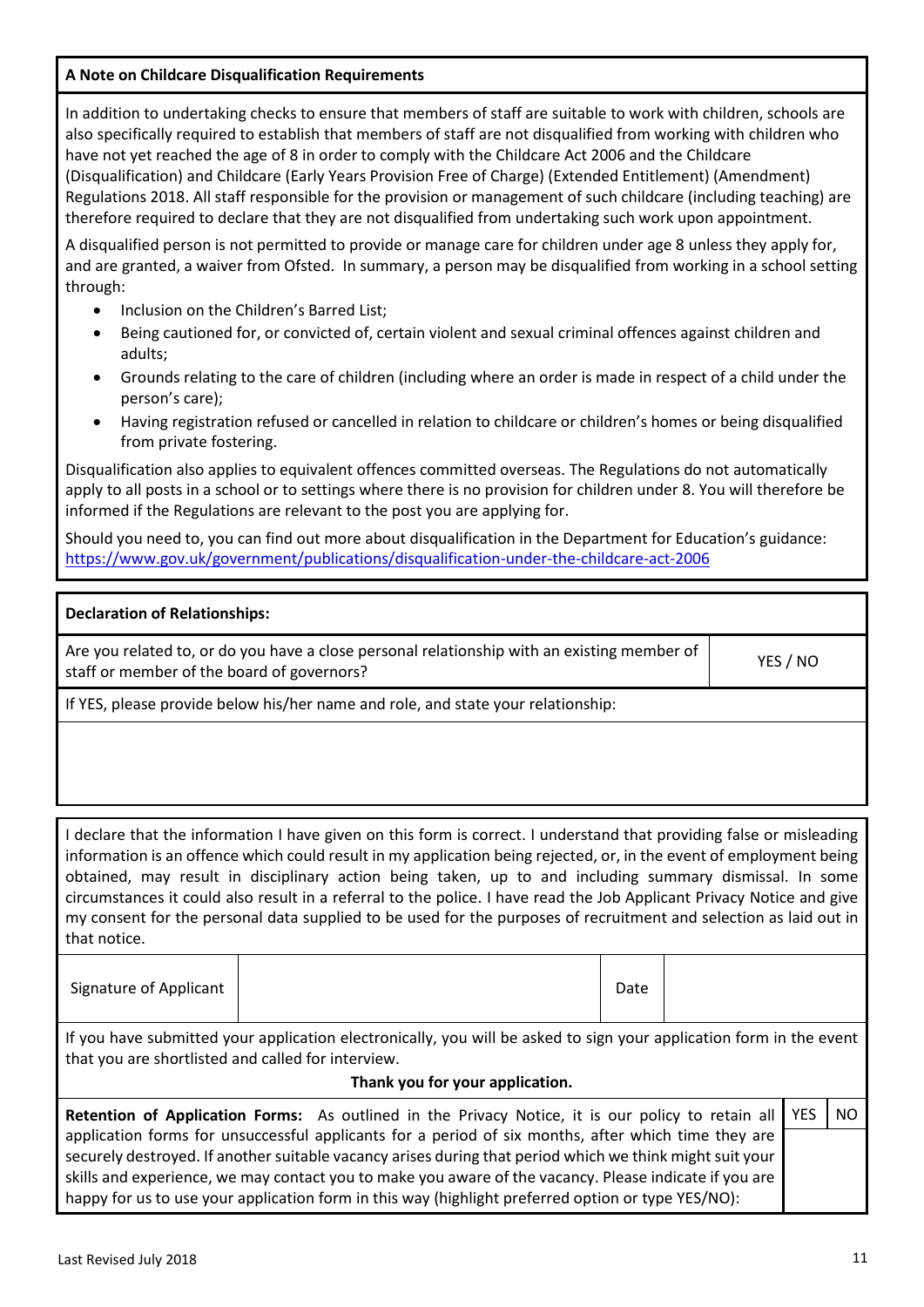**A Note on Childcare Disqualification Requirements**

In addition to undertaking checks to ensure that members of staff are suitable to work with children, schools are also specifically required to establish that members of staff are not disqualified from working with children who have not yet reached the age of 8 in order to comply with the Childcare Act 2006 and the Childcare (Disqualification) and Childcare (Early Years Provision Free of Charge) (Extended Entitlement) (Amendment) Regulations 2018. All staff responsible for the provision or management of such childcare (including teaching) are therefore required to declare that they are not disqualified from undertaking such work upon appointment.

A disqualified person is not permitted to provide or manage care for children under age 8 unless they apply for, and are granted, a waiver from Ofsted. In summary, a person may be disqualified from working in a school setting through:

- Inclusion on the Children's Barred List;
- Being cautioned for, or convicted of, certain violent and sexual criminal offences against children and adults;
- Grounds relating to the care of children (including where an order is made in respect of a child under the person's care);
- Having registration refused or cancelled in relation to childcare or children's homes or being disqualified from private fostering.

Disqualification also applies to equivalent offences committed overseas. The Regulations do not automatically apply to all posts in a school or to settings where there is no provision for children under 8. You will therefore be informed if the Regulations are relevant to the post you are applying for.

Should you need to, you can find out more about disqualification in the Department for Education's guidance: https://www.gov.uk/government/publications/disqualification-under-the-childcare-act-2006

**Declaration of Relationships:**

| Are you related to, or do you have a close personal relationship with an existing member of staff or member of the board of governors? | YES / NO |
|---|---|

If YES, please provide below his/her name and role, and state your relationship:

I declare that the information I have given on this form is correct. I understand that providing false or misleading information is an offence which could result in my application being rejected, or, in the event of employment being obtained, may result in disciplinary action being taken, up to and including summary dismissal. In some circumstances it could also result in a referral to the police. I have read the Job Applicant Privacy Notice and give my consent for the personal data supplied to be used for the purposes of recruitment and selection as laid out in that notice.

| Signature of Applicant | | Date | |
|---|---|---|---|

If you have submitted your application electronically, you will be asked to sign your application form in the event that you are shortlisted and called for interview.

**Thank you for your application.**

| **Retention of Application Forms:** As outlined in the Privacy Notice, it is our policy to retain all application forms for unsuccessful applicants for a period of six months, after which time they are securely destroyed. If another suitable vacancy arises during that period which we think might suit your skills and experience, we may contact you to make you aware of the vacancy. Please indicate if you are happy for us to use your application form in this way (highlight preferred option or type YES/NO): | YES | NO |
|---|---|---|

Last Revised July 2018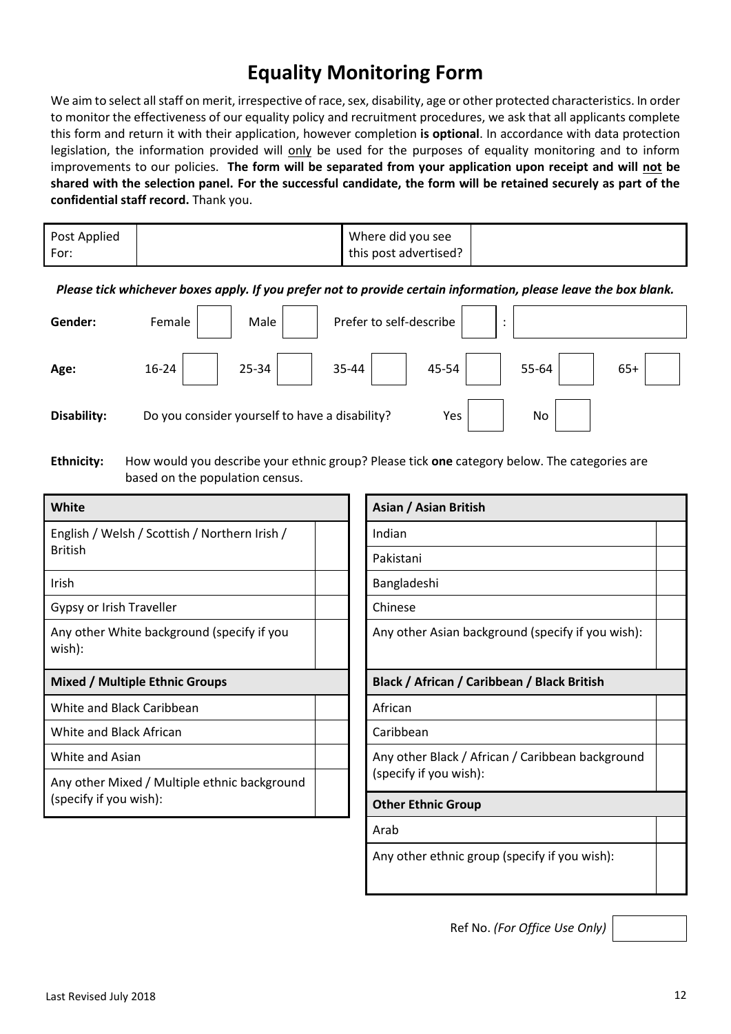# Equality Monitoring Form

We aim to select all staff on merit, irrespective of race, sex, disability, age or other protected characteristics. In order to monitor the effectiveness of our equality policy and recruitment procedures, we ask that all applicants complete this form and return it with their application, however completion **is optional**. In accordance with data protection legislation, the information provided will only be used for the purposes of equality monitoring and to inform improvements to our policies. **The form will be separated from your application upon receipt and will not be shared with the selection panel. For the successful candidate, the form will be retained securely as part of the confidential staff record.** Thank you.

| | | | |
|---|---|---|---|
| Post Applied For: | | Where did you see this post advertised? | |

***Please tick whichever boxes apply. If you prefer not to provide certain information, please leave the box blank.***

| | | | | | | | | | | | | |
|---|---|---|---|---|---|---|---|---|---|---|---|---|
| **Gender:** | Female | | Male | | Prefer to self-describe | | : | | | | | |
| **Age:** | 16-24 | | 25-34 | | 35-44 | | 45-54 | | 55-64 | | 65+ | |

**Disability:** Do you consider yourself to have a disability? Yes [ ] No [ ]

**Ethnicity:** How would you describe your ethnic group? Please tick **one** category below. The categories are based on the population census.

| **White** | |
|---|---|
| English / Welsh / Scottish / Northern Irish / British | |
| Irish | |
| Gypsy or Irish Traveller | |
| Any other White background (specify if you wish): | |
| **Mixed / Multiple Ethnic Groups** | |
| White and Black Caribbean | |
| White and Black African | |
| White and Asian | |
| Any other Mixed / Multiple ethnic background (specify if you wish): | |

| **Asian / Asian British** | |
|---|---|
| Indian | |
| Pakistani | |
| Bangladeshi | |
| Chinese | |
| Any other Asian background (specify if you wish): | |
| **Black / African / Caribbean / Black British** | |
| African | |
| Caribbean | |
| Any other Black / African / Caribbean background (specify if you wish): | |
| **Other Ethnic Group** | |
| Arab | |
| Any other ethnic group (specify if you wish): | |

Ref No. *(For Office Use Only)*

Last Revised July 2018